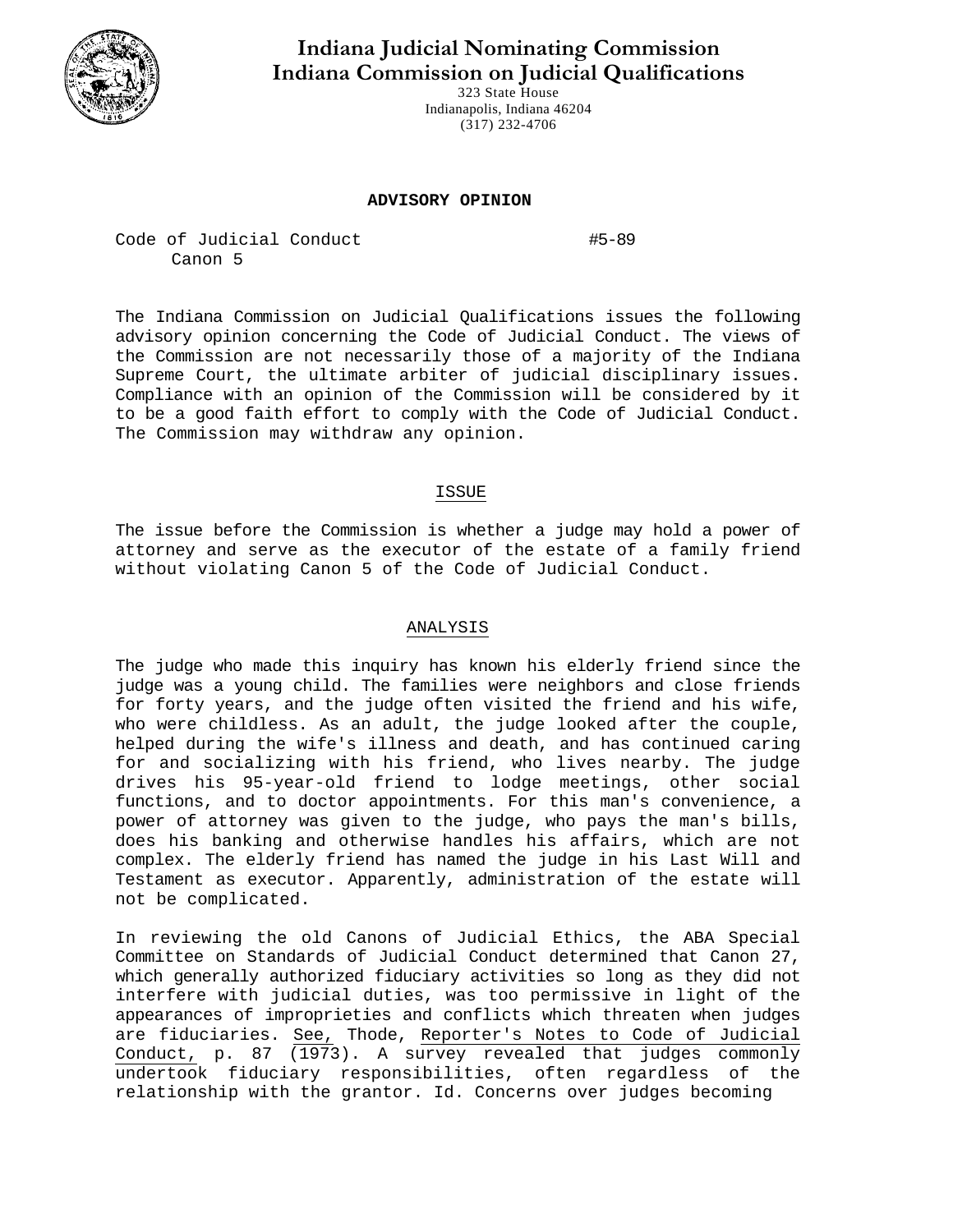# Indiana Judicial Nominating Commission
# Indiana Commission on Judicial Qualifications

323 State House
Indianapolis, Indiana 46204
(317) 232-4706

**ADVISORY OPINION**

Code of Judicial Conduct #5-89
Canon 5

The Indiana Commission on Judicial Qualifications issues the following advisory opinion concerning the Code of Judicial Conduct. The views of the Commission are not necessarily those of a majority of the Indiana Supreme Court, the ultimate arbiter of judicial disciplinary issues. Compliance with an opinion of the Commission will be considered by it to be a good faith effort to comply with the Code of Judicial Conduct. The Commission may withdraw any opinion.

## ISSUE

The issue before the Commission is whether a judge may hold a power of attorney and serve as the executor of the estate of a family friend without violating Canon 5 of the Code of Judicial Conduct.

## ANALYSIS

The judge who made this inquiry has known his elderly friend since the judge was a young child. The families were neighbors and close friends for forty years, and the judge often visited the friend and his wife, who were childless. As an adult, the judge looked after the couple, helped during the wife's illness and death, and has continued caring for and socializing with his friend, who lives nearby. The judge drives his 95-year-old friend to lodge meetings, other social functions, and to doctor appointments. For this man's convenience, a power of attorney was given to the judge, who pays the man's bills, does his banking and otherwise handles his affairs, which are not complex. The elderly friend has named the judge in his Last Will and Testament as executor. Apparently, administration of the estate will not be complicated.

In reviewing the old Canons of Judicial Ethics, the ABA Special Committee on Standards of Judicial Conduct determined that Canon 27, which generally authorized fiduciary activities so long as they did not interfere with judicial duties, was too permissive in light of the appearances of improprieties and conflicts which threaten when judges are fiduciaries. See, Thode, Reporter's Notes to Code of Judicial Conduct, p. 87 (1973). A survey revealed that judges commonly undertook fiduciary responsibilities, often regardless of the relationship with the grantor. Id. Concerns over judges becoming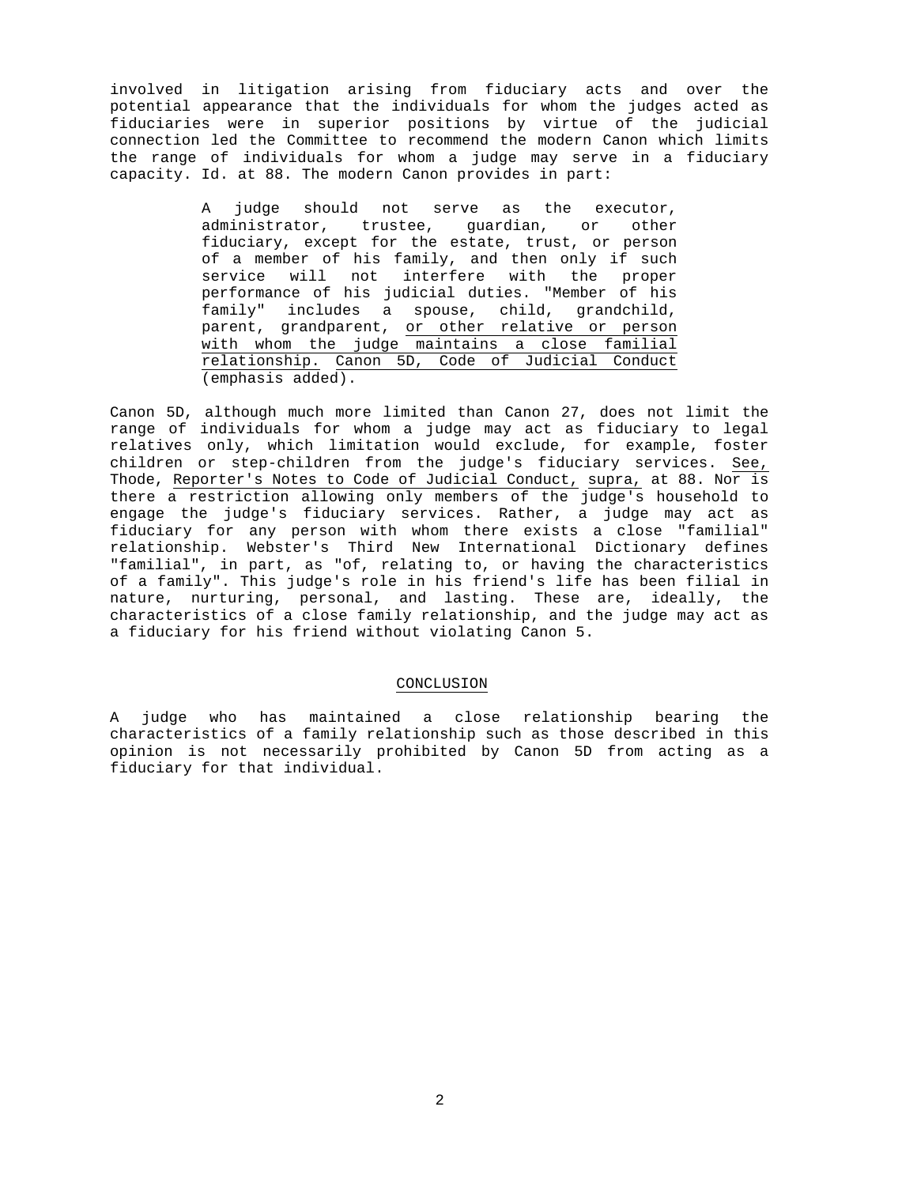involved in litigation arising from fiduciary acts and over the potential appearance that the individuals for whom the judges acted as fiduciaries were in superior positions by virtue of the judicial connection led the Committee to recommend the modern Canon which limits the range of individuals for whom a judge may serve in a fiduciary capacity. Id. at 88. The modern Canon provides in part:

> A judge should not serve as the executor, administrator, trustee, guardian, or other fiduciary, except for the estate, trust, or person of a member of his family, and then only if such service will not interfere with the proper performance of his judicial duties. "Member of his family" includes a spouse, child, grandchild, parent, grandparent, <u>or other relative or person with whom the judge maintains a close familial relationship.</u> <u>Canon 5D, Code of Judicial Conduct</u> (emphasis added).

Canon 5D, although much more limited than Canon 27, does not limit the range of individuals for whom a judge may act as fiduciary to legal relatives only, which limitation would exclude, for example, foster children or step-children from the judge's fiduciary services. <u>See,</u> Thode, <u>Reporter's Notes to Code of Judicial Conduct,</u> <u>supra,</u> at 88. Nor is there a restriction allowing only members of the judge's household to engage the judge's fiduciary services. Rather, a judge may act as fiduciary for any person with whom there exists a close "familial" relationship. Webster's Third New International Dictionary defines "familial", in part, as "of, relating to, or having the characteristics of a family". This judge's role in his friend's life has been filial in nature, nurturing, personal, and lasting. These are, ideally, the characteristics of a close family relationship, and the judge may act as a fiduciary for his friend without violating Canon 5.

## CONCLUSION

A judge who has maintained a close relationship bearing the characteristics of a family relationship such as those described in this opinion is not necessarily prohibited by Canon 5D from acting as a fiduciary for that individual.